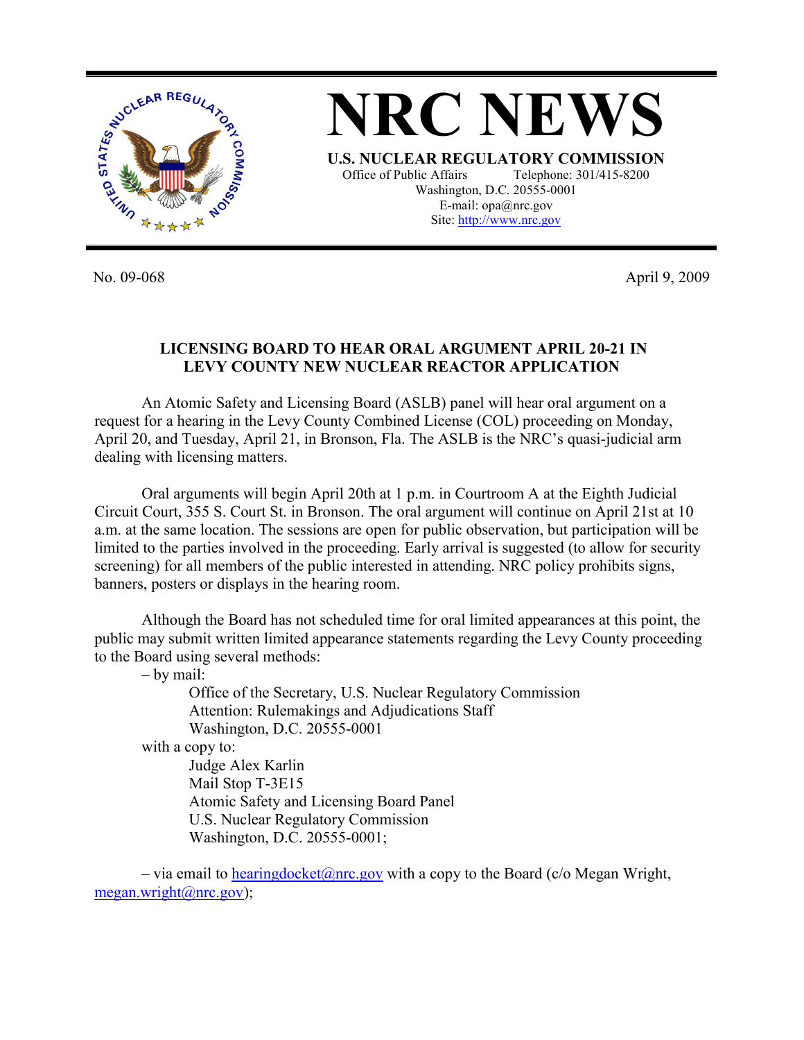# NRC NEWS

**U.S. NUCLEAR REGULATORY COMMISSION**

Office of Public Affairs Telephone: 301/415-8200
Washington, D.C. 20555-0001
E-mail: opa@nrc.gov
Site: http://www.nrc.gov

No. 09-068 April 9, 2009

**LICENSING BOARD TO HEAR ORAL ARGUMENT APRIL 20-21 IN LEVY COUNTY NEW NUCLEAR REACTOR APPLICATION**

An Atomic Safety and Licensing Board (ASLB) panel will hear oral argument on a request for a hearing in the Levy County Combined License (COL) proceeding on Monday, April 20, and Tuesday, April 21, in Bronson, Fla. The ASLB is the NRC's quasi-judicial arm dealing with licensing matters.

Oral arguments will begin April 20th at 1 p.m. in Courtroom A at the Eighth Judicial Circuit Court, 355 S. Court St. in Bronson. The oral argument will continue on April 21st at 10 a.m. at the same location. The sessions are open for public observation, but participation will be limited to the parties involved in the proceeding. Early arrival is suggested (to allow for security screening) for all members of the public interested in attending. NRC policy prohibits signs, banners, posters or displays in the hearing room.

Although the Board has not scheduled time for oral limited appearances at this point, the public may submit written limited appearance statements regarding the Levy County proceeding to the Board using several methods:

– by mail:

Office of the Secretary, U.S. Nuclear Regulatory Commission
Attention: Rulemakings and Adjudications Staff
Washington, D.C. 20555-0001

with a copy to:

Judge Alex Karlin
Mail Stop T-3E15
Atomic Safety and Licensing Board Panel
U.S. Nuclear Regulatory Commission
Washington, D.C. 20555-0001;

– via email to hearingdocket@nrc.gov with a copy to the Board (c/o Megan Wright, megan.wright@nrc.gov);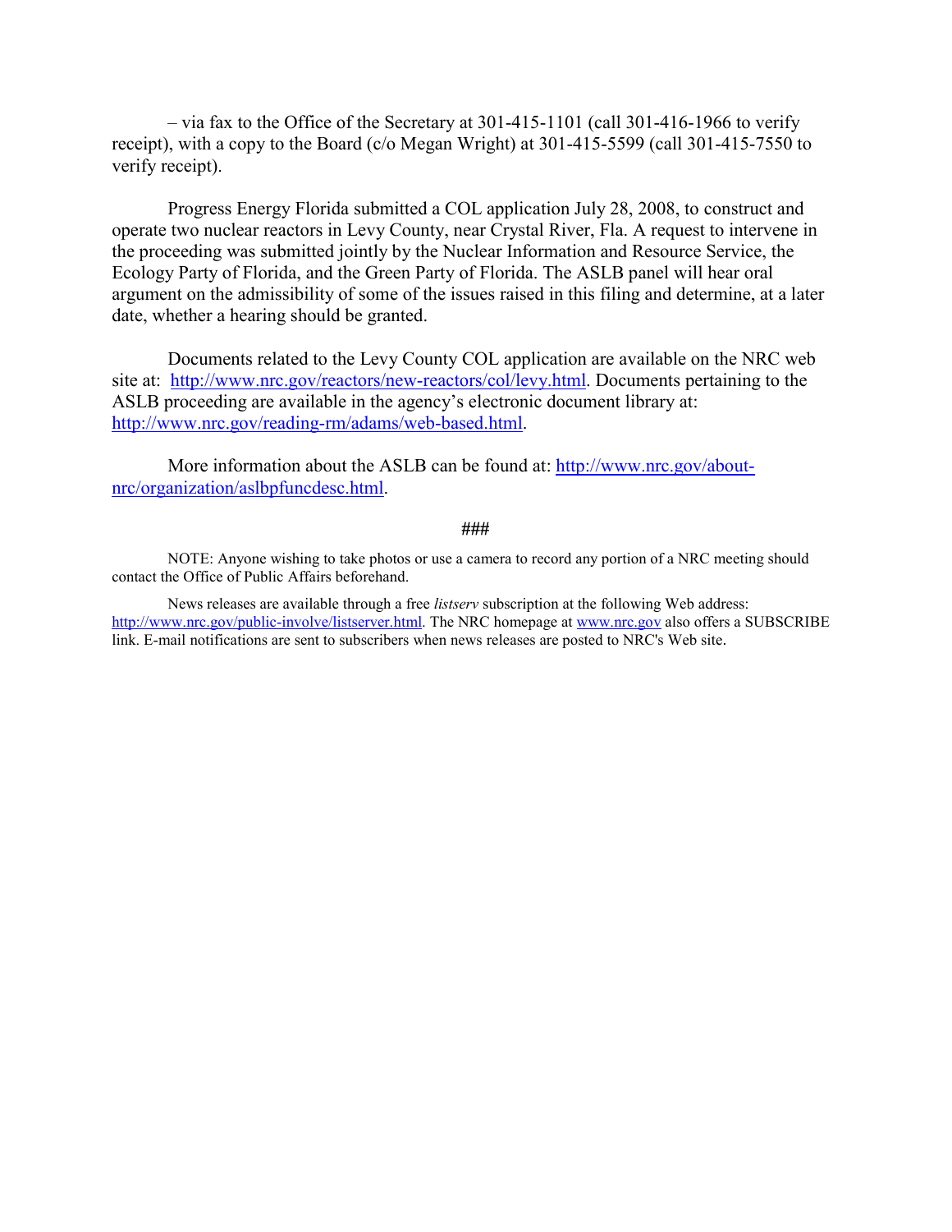– via fax to the Office of the Secretary at 301-415-1101 (call 301-416-1966 to verify receipt), with a copy to the Board (c/o Megan Wright) at 301-415-5599 (call 301-415-7550 to verify receipt).

Progress Energy Florida submitted a COL application July 28, 2008, to construct and operate two nuclear reactors in Levy County, near Crystal River, Fla. A request to intervene in the proceeding was submitted jointly by the Nuclear Information and Resource Service, the Ecology Party of Florida, and the Green Party of Florida. The ASLB panel will hear oral argument on the admissibility of some of the issues raised in this filing and determine, at a later date, whether a hearing should be granted.

Documents related to the Levy County COL application are available on the NRC web site at: http://www.nrc.gov/reactors/new-reactors/col/levy.html. Documents pertaining to the ASLB proceeding are available in the agency's electronic document library at: http://www.nrc.gov/reading-rm/adams/web-based.html.

More information about the ASLB can be found at: http://www.nrc.gov/about-nrc/organization/aslbpfuncdesc.html.

###

NOTE: Anyone wishing to take photos or use a camera to record any portion of a NRC meeting should contact the Office of Public Affairs beforehand.

News releases are available through a free *listserv* subscription at the following Web address: http://www.nrc.gov/public-involve/listserver.html. The NRC homepage at www.nrc.gov also offers a SUBSCRIBE link. E-mail notifications are sent to subscribers when news releases are posted to NRC's Web site.